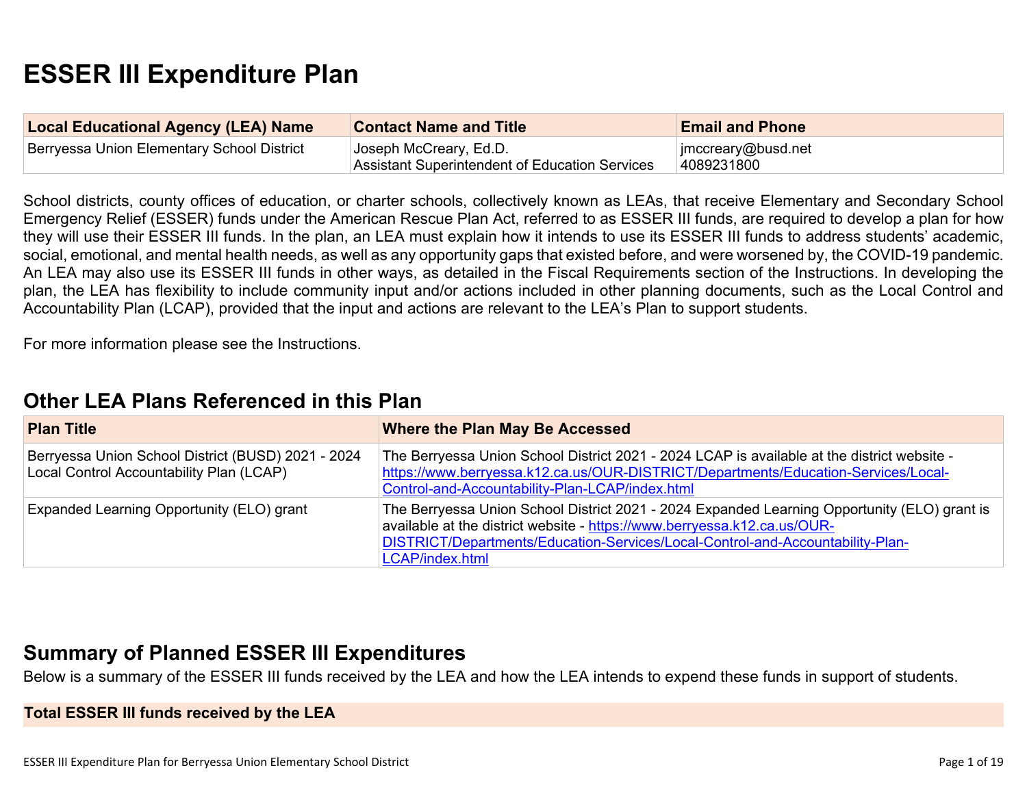# ESSER III Expenditure Plan

| Local Educational Agency (LEA) Name | Contact Name and Title | Email and Phone |
|---|---|---|
| Berryessa Union Elementary School District | Joseph McCreary, Ed.D.<br>Assistant Superintendent of Education Services | jmccreary@busd.net<br>4089231800 |

School districts, county offices of education, or charter schools, collectively known as LEAs, that receive Elementary and Secondary School Emergency Relief (ESSER) funds under the American Rescue Plan Act, referred to as ESSER III funds, are required to develop a plan for how they will use their ESSER III funds. In the plan, an LEA must explain how it intends to use its ESSER III funds to address students' academic, social, emotional, and mental health needs, as well as any opportunity gaps that existed before, and were worsened by, the COVID-19 pandemic. An LEA may also use its ESSER III funds in other ways, as detailed in the Fiscal Requirements section of the Instructions. In developing the plan, the LEA has flexibility to include community input and/or actions included in other planning documents, such as the Local Control and Accountability Plan (LCAP), provided that the input and actions are relevant to the LEA's Plan to support students.

For more information please see the Instructions.

## Other LEA Plans Referenced in this Plan

| Plan Title | Where the Plan May Be Accessed |
|---|---|
| Berryessa Union School District (BUSD) 2021 - 2024 Local Control Accountability Plan (LCAP) | The Berryessa Union School District 2021 - 2024 LCAP is available at the district website - https://www.berryessa.k12.ca.us/OUR-DISTRICT/Departments/Education-Services/Local-Control-and-Accountability-Plan-LCAP/index.html |
| Expanded Learning Opportunity (ELO) grant | The Berryessa Union School District 2021 - 2024 Expanded Learning Opportunity (ELO) grant is available at the district website - https://www.berryessa.k12.ca.us/OUR-DISTRICT/Departments/Education-Services/Local-Control-and-Accountability-Plan-LCAP/index.html |

## Summary of Planned ESSER III Expenditures

Below is a summary of the ESSER III funds received by the LEA and how the LEA intends to expend these funds in support of students.

| Total ESSER III funds received by the LEA |
|---|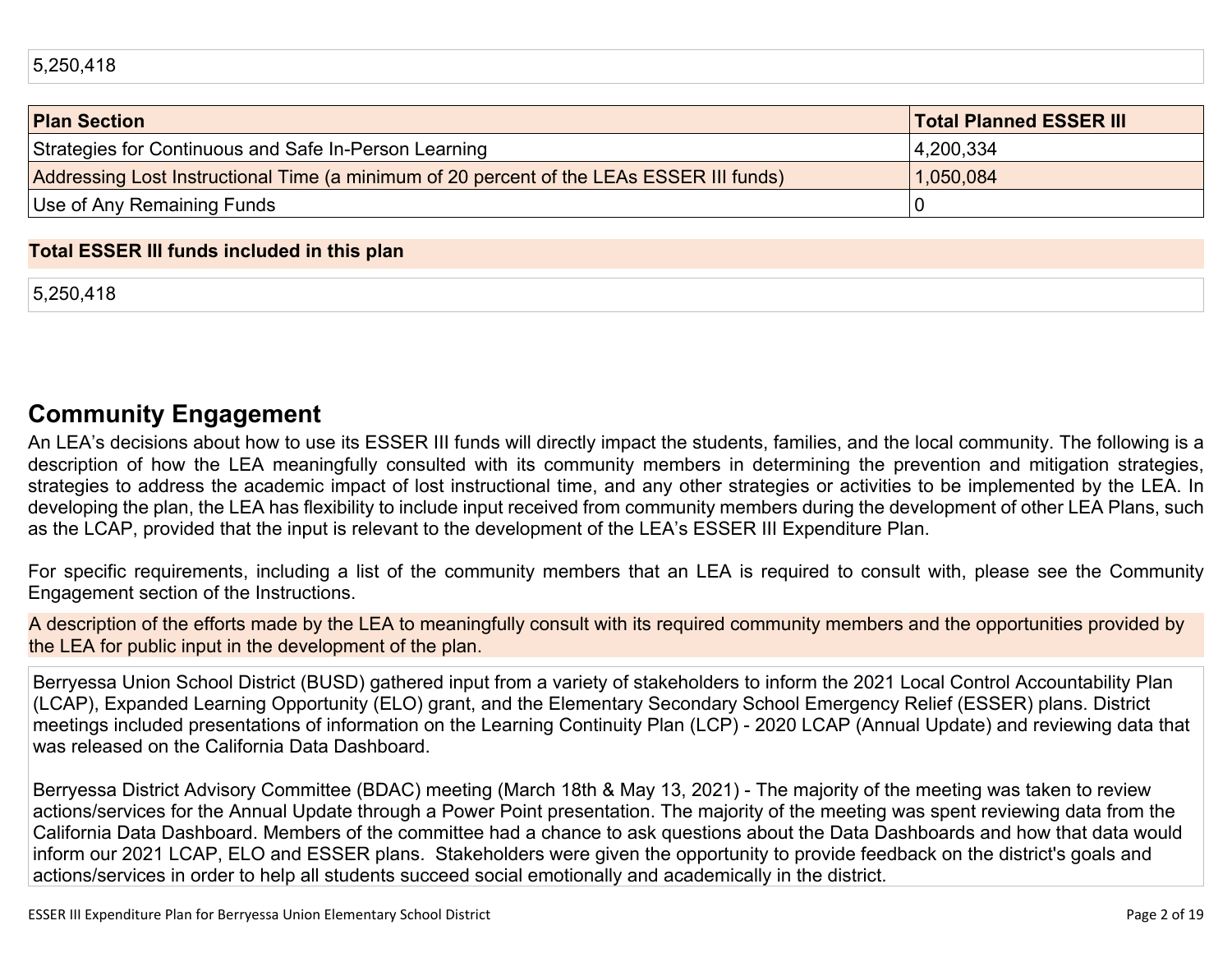5,250,418

| Plan Section | Total Planned ESSER III |
| --- | --- |
| Strategies for Continuous and Safe In-Person Learning | 4,200,334 |
| Addressing Lost Instructional Time (a minimum of 20 percent of the LEAs ESSER III funds) | 1,050,084 |
| Use of Any Remaining Funds | 0 |

**Total ESSER III funds included in this plan**

5,250,418

## Community Engagement

An LEA's decisions about how to use its ESSER III funds will directly impact the students, families, and the local community. The following is a description of how the LEA meaningfully consulted with its community members in determining the prevention and mitigation strategies, strategies to address the academic impact of lost instructional time, and any other strategies or activities to be implemented by the LEA. In developing the plan, the LEA has flexibility to include input received from community members during the development of other LEA Plans, such as the LCAP, provided that the input is relevant to the development of the LEA's ESSER III Expenditure Plan.

For specific requirements, including a list of the community members that an LEA is required to consult with, please see the Community Engagement section of the Instructions.

A description of the efforts made by the LEA to meaningfully consult with its required community members and the opportunities provided by the LEA for public input in the development of the plan.

Berryessa Union School District (BUSD) gathered input from a variety of stakeholders to inform the 2021 Local Control Accountability Plan (LCAP), Expanded Learning Opportunity (ELO) grant, and the Elementary Secondary School Emergency Relief (ESSER) plans. District meetings included presentations of information on the Learning Continuity Plan (LCP) - 2020 LCAP (Annual Update) and reviewing data that was released on the California Data Dashboard.

Berryessa District Advisory Committee (BDAC) meeting (March 18th & May 13, 2021) - The majority of the meeting was taken to review actions/services for the Annual Update through a Power Point presentation. The majority of the meeting was spent reviewing data from the California Data Dashboard. Members of the committee had a chance to ask questions about the Data Dashboards and how that data would inform our 2021 LCAP, ELO and ESSER plans. Stakeholders were given the opportunity to provide feedback on the district's goals and actions/services in order to help all students succeed social emotionally and academically in the district.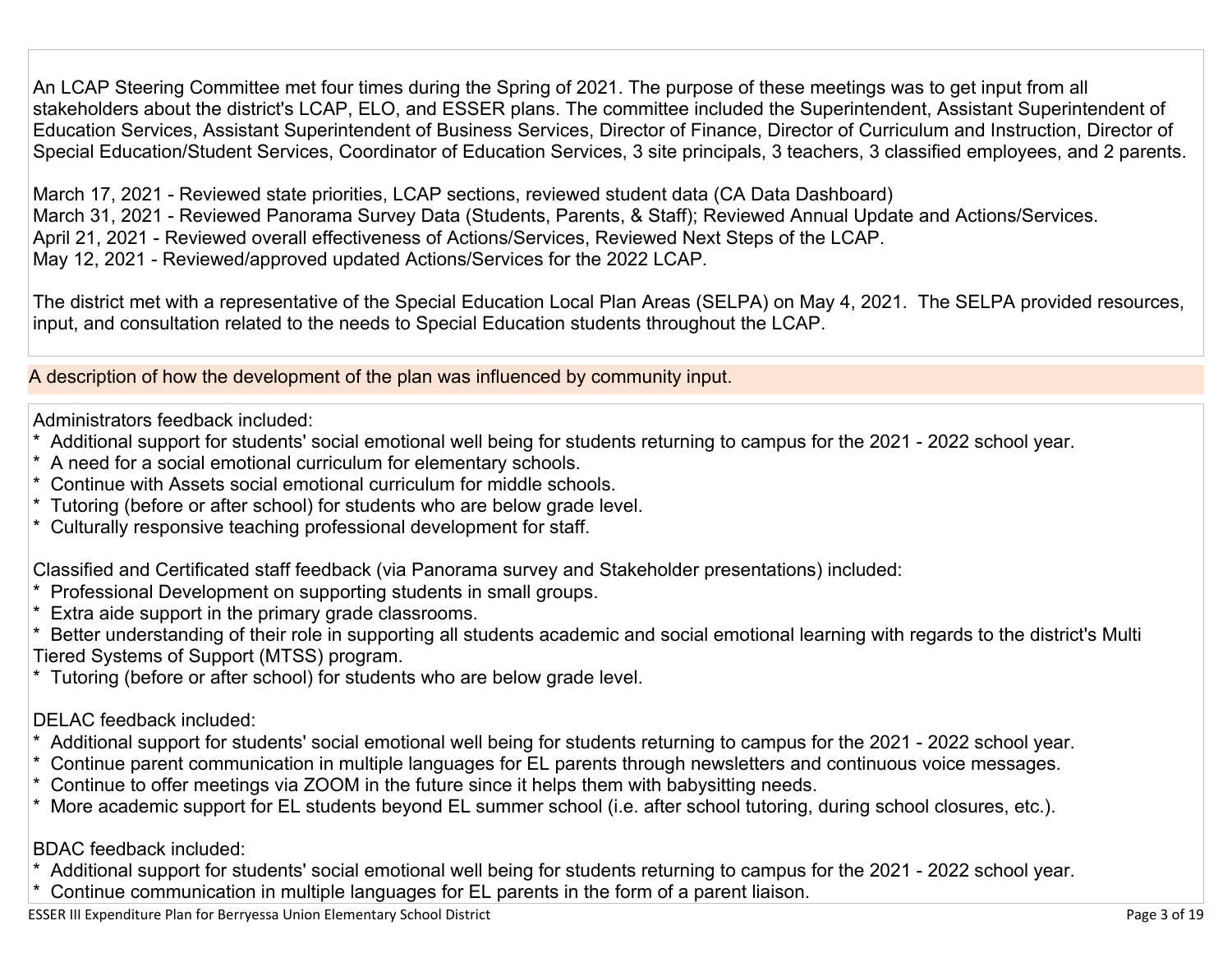An LCAP Steering Committee met four times during the Spring of 2021. The purpose of these meetings was to get input from all stakeholders about the district's LCAP, ELO, and ESSER plans. The committee included the Superintendent, Assistant Superintendent of Education Services, Assistant Superintendent of Business Services, Director of Finance, Director of Curriculum and Instruction, Director of Special Education/Student Services, Coordinator of Education Services, 3 site principals, 3 teachers, 3 classified employees, and 2 parents.

March 17, 2021 - Reviewed state priorities, LCAP sections, reviewed student data (CA Data Dashboard)
March 31, 2021 - Reviewed Panorama Survey Data (Students, Parents, & Staff); Reviewed Annual Update and Actions/Services.
April 21, 2021 - Reviewed overall effectiveness of Actions/Services, Reviewed Next Steps of the LCAP.
May 12, 2021 - Reviewed/approved updated Actions/Services for the 2022 LCAP.

The district met with a representative of the Special Education Local Plan Areas (SELPA) on May 4, 2021. The SELPA provided resources, input, and consultation related to the needs to Special Education students throughout the LCAP.

## A description of how the development of the plan was influenced by community input.

Administrators feedback included:
* Additional support for students' social emotional well being for students returning to campus for the 2021 - 2022 school year.
* A need for a social emotional curriculum for elementary schools.
* Continue with Assets social emotional curriculum for middle schools.
* Tutoring (before or after school) for students who are below grade level.
* Culturally responsive teaching professional development for staff.

Classified and Certificated staff feedback (via Panorama survey and Stakeholder presentations) included:
* Professional Development on supporting students in small groups.
* Extra aide support in the primary grade classrooms.
* Better understanding of their role in supporting all students academic and social emotional learning with regards to the district's Multi Tiered Systems of Support (MTSS) program.
* Tutoring (before or after school) for students who are below grade level.

DELAC feedback included:
* Additional support for students' social emotional well being for students returning to campus for the 2021 - 2022 school year.
* Continue parent communication in multiple languages for EL parents through newsletters and continuous voice messages.
* Continue to offer meetings via ZOOM in the future since it helps them with babysitting needs.
* More academic support for EL students beyond EL summer school (i.e. after school tutoring, during school closures, etc.).

BDAC feedback included:
* Additional support for students' social emotional well being for students returning to campus for the 2021 - 2022 school year.
* Continue communication in multiple languages for EL parents in the form of a parent liaison.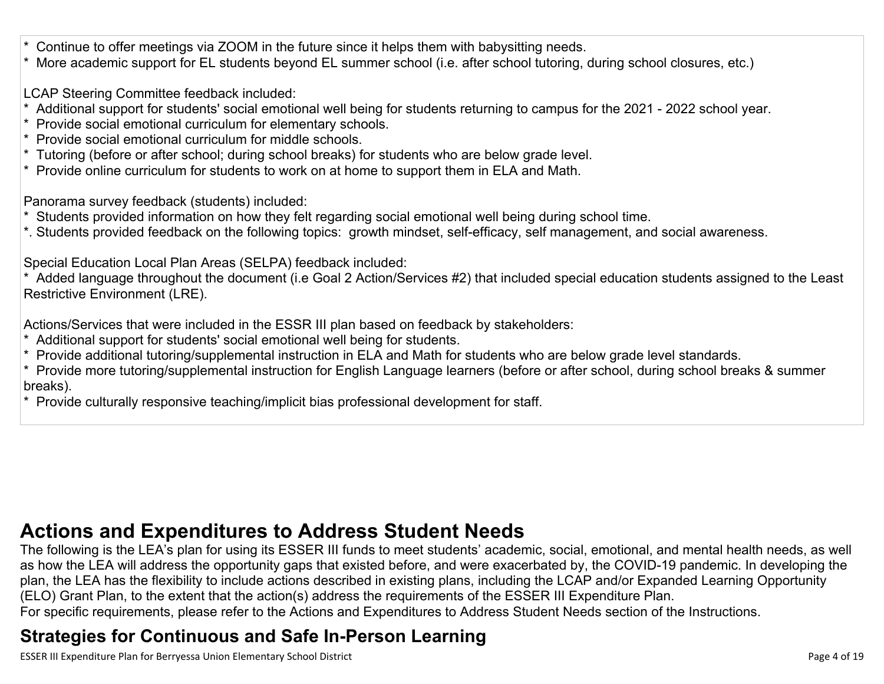* Continue to offer meetings via ZOOM in the future since it helps them with babysitting needs.
* More academic support for EL students beyond EL summer school (i.e. after school tutoring, during school closures, etc.)

LCAP Steering Committee feedback included:
* Additional support for students' social emotional well being for students returning to campus for the 2021 - 2022 school year.
* Provide social emotional curriculum for elementary schools.
* Provide social emotional curriculum for middle schools.
* Tutoring (before or after school; during school breaks) for students who are below grade level.
* Provide online curriculum for students to work on at home to support them in ELA and Math.

Panorama survey feedback (students) included:
* Students provided information on how they felt regarding social emotional well being during school time.
*. Students provided feedback on the following topics: growth mindset, self-efficacy, self management, and social awareness.

Special Education Local Plan Areas (SELPA) feedback included:
* Added language throughout the document (i.e Goal 2 Action/Services #2) that included special education students assigned to the Least Restrictive Environment (LRE).

Actions/Services that were included in the ESSR III plan based on feedback by stakeholders:
* Additional support for students' social emotional well being for students.
* Provide additional tutoring/supplemental instruction in ELA and Math for students who are below grade level standards.
* Provide more tutoring/supplemental instruction for English Language learners (before or after school, during school breaks & summer breaks).
* Provide culturally responsive teaching/implicit bias professional development for staff.

# Actions and Expenditures to Address Student Needs

The following is the LEA's plan for using its ESSER III funds to meet students' academic, social, emotional, and mental health needs, as well as how the LEA will address the opportunity gaps that existed before, and were exacerbated by, the COVID-19 pandemic. In developing the plan, the LEA has the flexibility to include actions described in existing plans, including the LCAP and/or Expanded Learning Opportunity (ELO) Grant Plan, to the extent that the action(s) address the requirements of the ESSER III Expenditure Plan.
For specific requirements, please refer to the Actions and Expenditures to Address Student Needs section of the Instructions.

## Strategies for Continuous and Safe In-Person Learning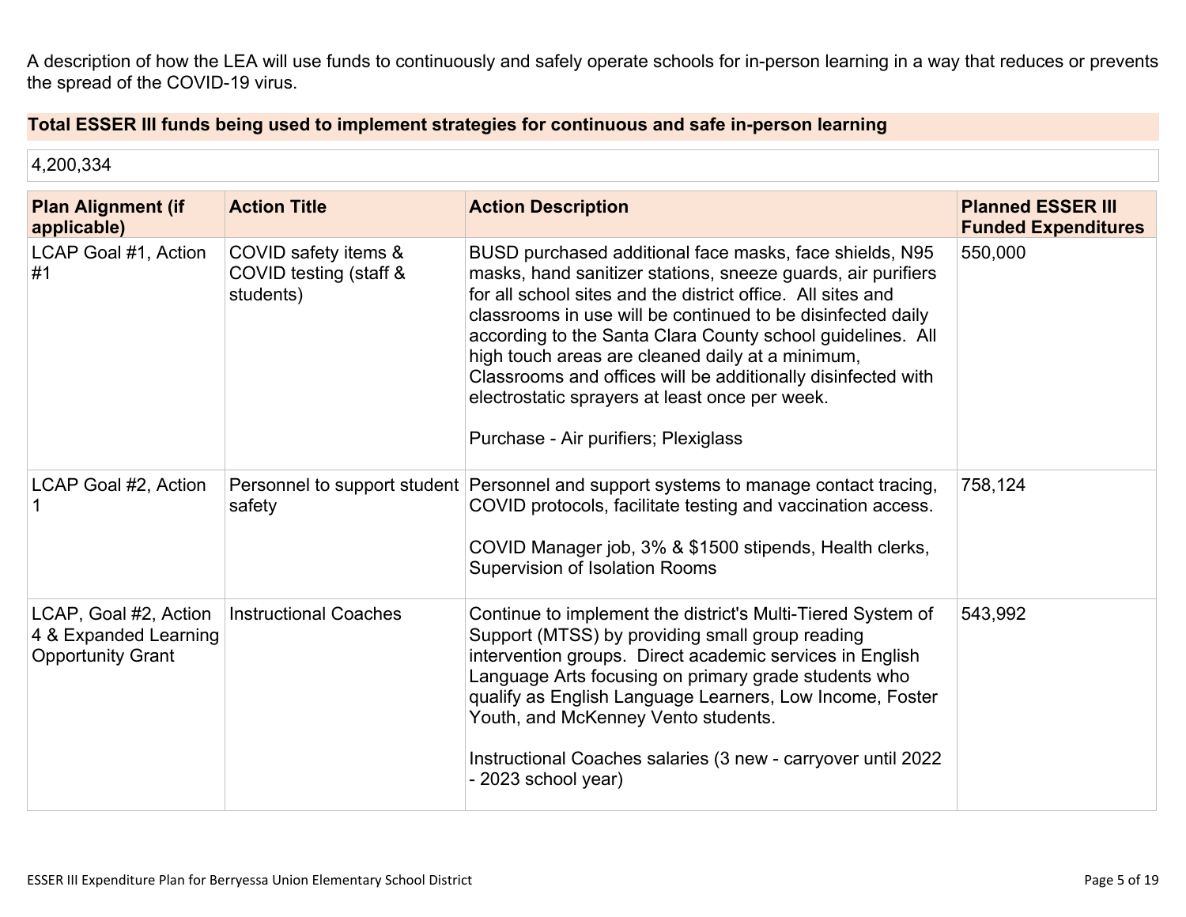A description of how the LEA will use funds to continuously and safely operate schools for in-person learning in a way that reduces or prevents the spread of the COVID-19 virus.

### Total ESSER III funds being used to implement strategies for continuous and safe in-person learning

4,200,334

| Plan Alignment (if applicable) | Action Title | Action Description | Planned ESSER III Funded Expenditures |
|---|---|---|---|
| LCAP Goal #1, Action #1 | COVID safety items & COVID testing (staff & students) | BUSD purchased additional face masks, face shields, N95 masks, hand sanitizer stations, sneeze guards, air purifiers for all school sites and the district office. All sites and classrooms in use will be continued to be disinfected daily according to the Santa Clara County school guidelines. All high touch areas are cleaned daily at a minimum, Classrooms and offices will be additionally disinfected with electrostatic sprayers at least once per week.<br><br>Purchase - Air purifiers; Plexiglass | 550,000 |
| LCAP Goal #2, Action 1 | Personnel to support student safety | Personnel and support systems to manage contact tracing, COVID protocols, facilitate testing and vaccination access.<br><br>COVID Manager job, 3% & $1500 stipends, Health clerks, Supervision of Isolation Rooms | 758,124 |
| LCAP, Goal #2, Action 4 & Expanded Learning Opportunity Grant | Instructional Coaches | Continue to implement the district's Multi-Tiered System of Support (MTSS) by providing small group reading intervention groups. Direct academic services in English Language Arts focusing on primary grade students who qualify as English Language Learners, Low Income, Foster Youth, and McKenney Vento students.<br><br>Instructional Coaches salaries (3 new - carryover until 2022 - 2023 school year) | 543,992 |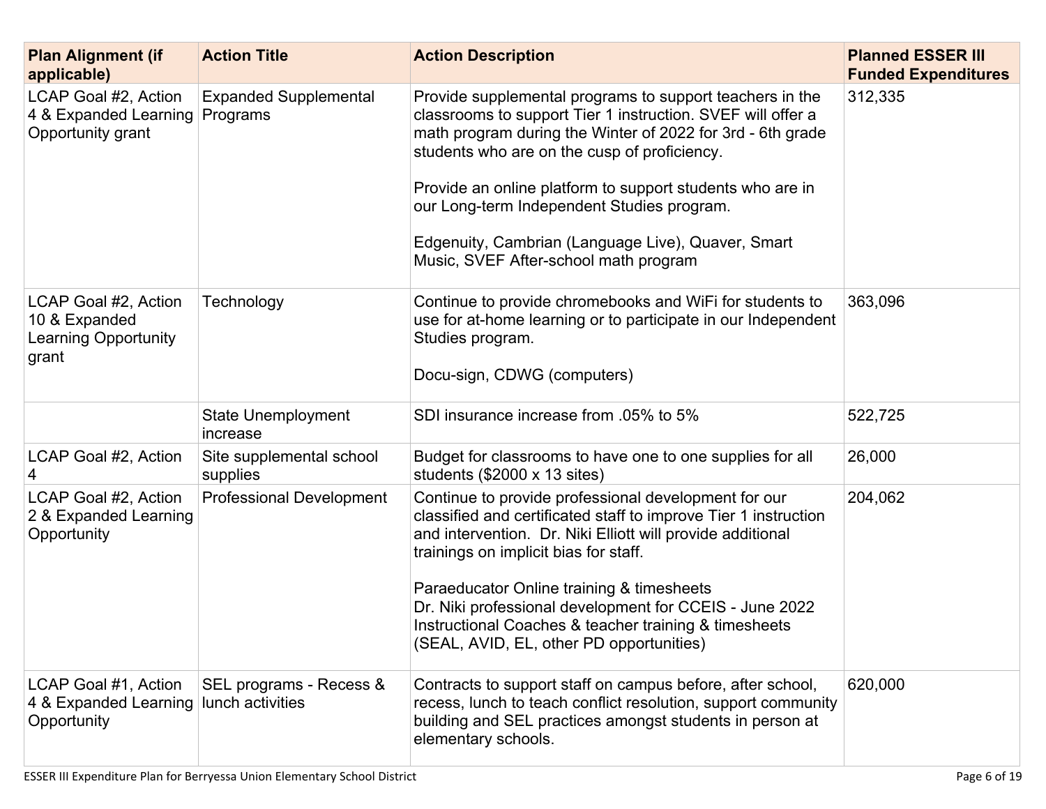| Plan Alignment (if applicable) | Action Title | Action Description | Planned ESSER III Funded Expenditures |
|---|---|---|---|
| LCAP Goal #2, Action 4 & Expanded Learning Opportunity grant | Expanded Supplemental Programs | Provide supplemental programs to support teachers in the classrooms to support Tier 1 instruction. SVEF will offer a math program during the Winter of 2022 for 3rd - 6th grade students who are on the cusp of proficiency.<br><br>Provide an online platform to support students who are in our Long-term Independent Studies program.<br><br>Edgenuity, Cambrian (Language Live), Quaver, Smart Music, SVEF After-school math program | 312,335 |
| LCAP Goal #2, Action 10 & Expanded Learning Opportunity grant | Technology | Continue to provide chromebooks and WiFi for students to use for at-home learning or to participate in our Independent Studies program.<br><br>Docu-sign, CDWG (computers) | 363,096 |
| | State Unemployment increase | SDI insurance increase from .05% to 5% | 522,725 |
| LCAP Goal #2, Action 4 | Site supplemental school supplies | Budget for classrooms to have one to one supplies for all students ($2000 x 13 sites) | 26,000 |
| LCAP Goal #2, Action 2 & Expanded Learning Opportunity | Professional Development | Continue to provide professional development for our classified and certificated staff to improve Tier 1 instruction and intervention. Dr. Niki Elliott will provide additional trainings on implicit bias for staff.<br><br>Paraeducator Online training & timesheets<br>Dr. Niki professional development for CCEIS - June 2022<br>Instructional Coaches & teacher training & timesheets (SEAL, AVID, EL, other PD opportunities) | 204,062 |
| LCAP Goal #1, Action 4 & Expanded Learning Opportunity | SEL programs - Recess & lunch activities | Contracts to support staff on campus before, after school, recess, lunch to teach conflict resolution, support community building and SEL practices amongst students in person at elementary schools. | 620,000 |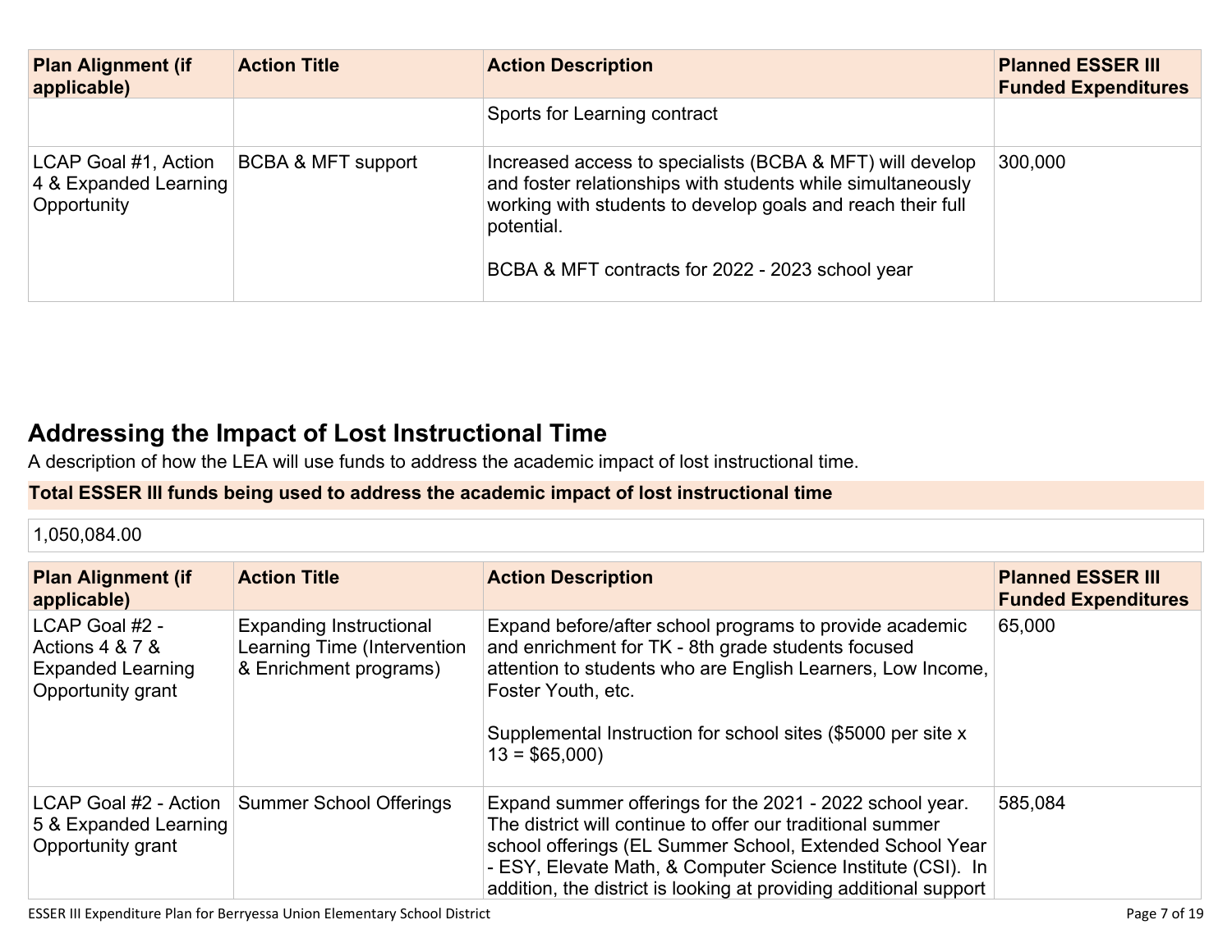| Plan Alignment (if applicable) | Action Title | Action Description | Planned ESSER III Funded Expenditures |
|---|---|---|---|
| | | Sports for Learning contract | |
| LCAP Goal #1, Action 4 & Expanded Learning Opportunity | BCBA & MFT support | Increased access to specialists (BCBA & MFT) will develop and foster relationships with students while simultaneously working with students to develop goals and reach their full potential.<br><br>BCBA & MFT contracts for 2022 - 2023 school year | 300,000 |

## Addressing the Impact of Lost Instructional Time

A description of how the LEA will use funds to address the academic impact of lost instructional time.

**Total ESSER III funds being used to address the academic impact of lost instructional time**

1,050,084.00

| Plan Alignment (if applicable) | Action Title | Action Description | Planned ESSER III Funded Expenditures |
|---|---|---|---|
| LCAP Goal #2 - Actions 4 & 7 & Expanded Learning Opportunity grant | Expanding Instructional Learning Time (Intervention & Enrichment programs) | Expand before/after school programs to provide academic and enrichment for TK - 8th grade students focused attention to students who are English Learners, Low Income, Foster Youth, etc.<br><br>Supplemental Instruction for school sites ($5000 per site x 13 = $65,000) | 65,000 |
| LCAP Goal #2 - Action 5 & Expanded Learning Opportunity grant | Summer School Offerings | Expand summer offerings for the 2021 - 2022 school year. The district will continue to offer our traditional summer school offerings (EL Summer School, Extended School Year - ESY, Elevate Math, & Computer Science Institute (CSI). In addition, the district is looking at providing additional support | 585,084 |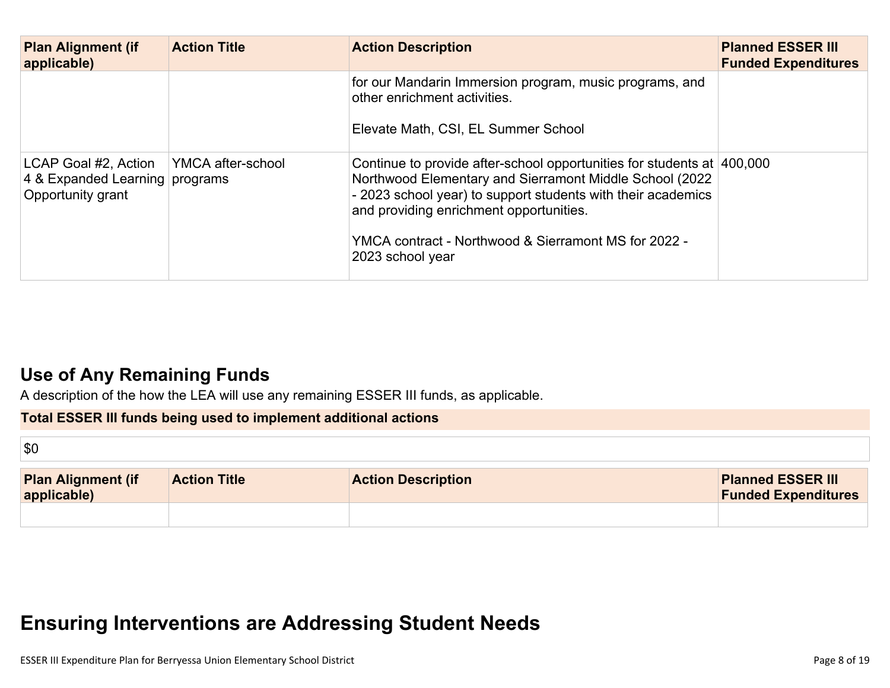| Plan Alignment (if applicable) | Action Title | Action Description | Planned ESSER III Funded Expenditures |
|---|---|---|---|
| | | for our Mandarin Immersion program, music programs, and other enrichment activities.<br><br>Elevate Math, CSI, EL Summer School | |
| LCAP Goal #2, Action 4 & Expanded Learning Opportunity grant | YMCA after-school programs | Continue to provide after-school opportunities for students at Northwood Elementary and Sierramont Middle School (2022 - 2023 school year) to support students with their academics and providing enrichment opportunities.<br><br>YMCA contract - Northwood & Sierramont MS for 2022 - 2023 school year | 400,000 |

## Use of Any Remaining Funds

A description of the how the LEA will use any remaining ESSER III funds, as applicable.

| Total ESSER III funds being used to implement additional actions |
|---|
| $0 |

| Plan Alignment (if applicable) | Action Title | Action Description | Planned ESSER III Funded Expenditures |
|---|---|---|---|
| | | | |

# Ensuring Interventions are Addressing Student Needs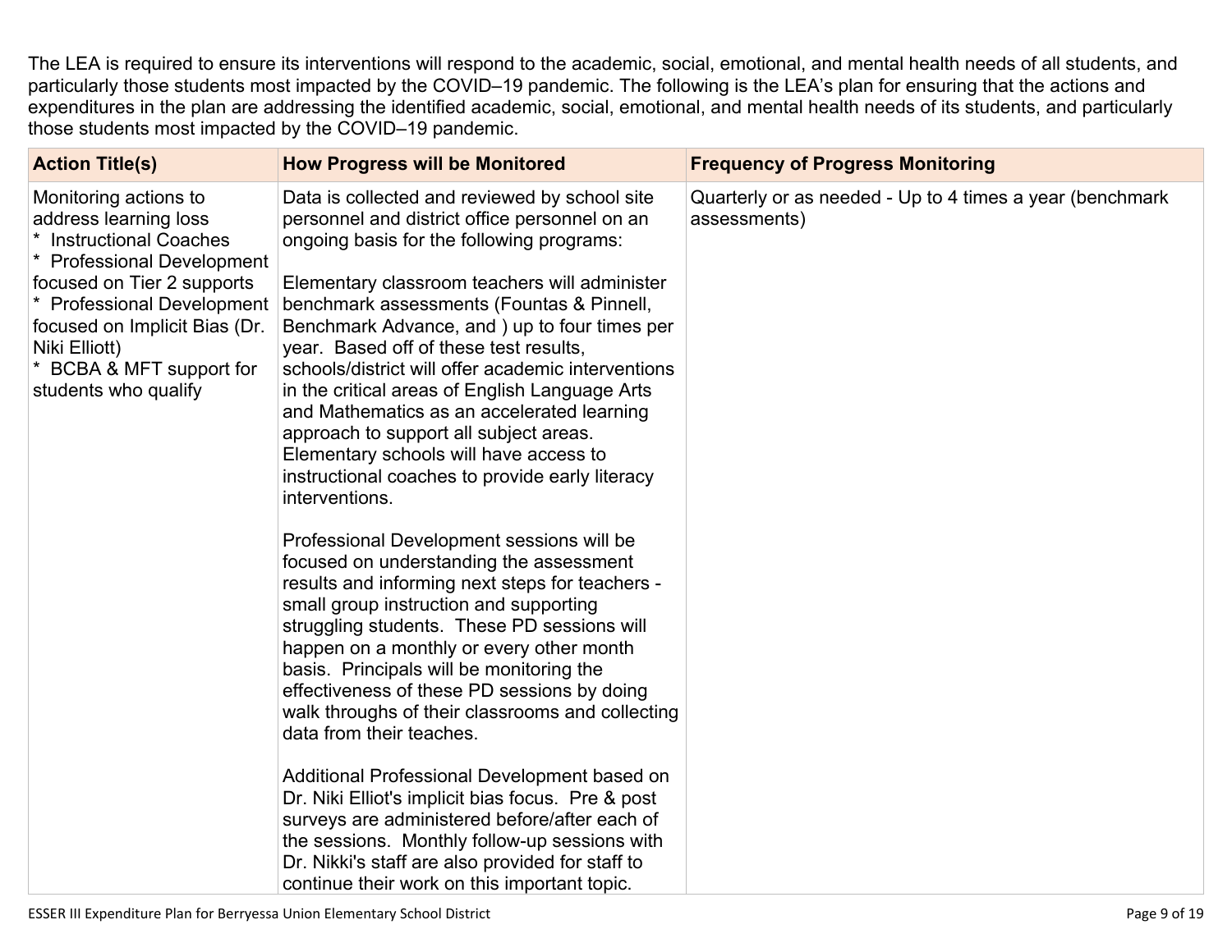The LEA is required to ensure its interventions will respond to the academic, social, emotional, and mental health needs of all students, and particularly those students most impacted by the COVID–19 pandemic. The following is the LEA's plan for ensuring that the actions and expenditures in the plan are addressing the identified academic, social, emotional, and mental health needs of its students, and particularly those students most impacted by the COVID–19 pandemic.

| Action Title(s) | How Progress will be Monitored | Frequency of Progress Monitoring |
| --- | --- | --- |
| Monitoring actions to address learning loss<br>* Instructional Coaches<br>* Professional Development focused on Tier 2 supports<br>* Professional Development focused on Implicit Bias (Dr. Niki Elliott)<br>* BCBA & MFT support for students who qualify | Data is collected and reviewed by school site personnel and district office personnel on an ongoing basis for the following programs:<br><br>Elementary classroom teachers will administer benchmark assessments (Fountas & Pinnell, Benchmark Advance, and ) up to four times per year. Based off of these test results, schools/district will offer academic interventions in the critical areas of English Language Arts and Mathematics as an accelerated learning approach to support all subject areas. Elementary schools will have access to instructional coaches to provide early literacy interventions.<br><br>Professional Development sessions will be focused on understanding the assessment results and informing next steps for teachers - small group instruction and supporting struggling students. These PD sessions will happen on a monthly or every other month basis. Principals will be monitoring the effectiveness of these PD sessions by doing walk throughs of their classrooms and collecting data from their teaches.<br><br>Additional Professional Development based on Dr. Niki Elliot's implicit bias focus. Pre & post surveys are administered before/after each of the sessions. Monthly follow-up sessions with Dr. Nikki's staff are also provided for staff to continue their work on this important topic. | Quarterly or as needed - Up to 4 times a year (benchmark assessments) |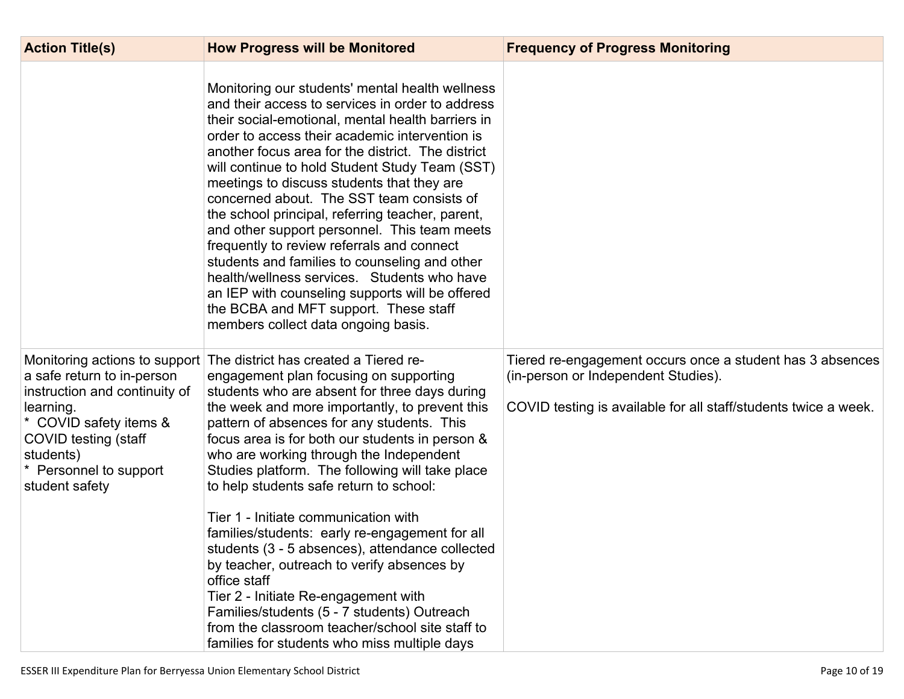| Action Title(s) | How Progress will be Monitored | Frequency of Progress Monitoring |
|---|---|---|
| | Monitoring our students' mental health wellness and their access to services in order to address their social-emotional, mental health barriers in order to access their academic intervention is another focus area for the district. The district will continue to hold Student Study Team (SST) meetings to discuss students that they are concerned about. The SST team consists of the school principal, referring teacher, parent, and other support personnel. This team meets frequently to review referrals and connect students and families to counseling and other health/wellness services. Students who have an IEP with counseling supports will be offered the BCBA and MFT support. These staff members collect data ongoing basis. | |
| Monitoring actions to support a safe return to in-person instruction and continuity of learning.<br>* COVID safety items & COVID testing (staff students)<br>* Personnel to support student safety | The district has created a Tiered re-engagement plan focusing on supporting students who are absent for three days during the week and more importantly, to prevent this pattern of absences for any students. This focus area is for both our students in person & who are working through the Independent Studies platform. The following will take place to help students safe return to school:<br><br>Tier 1 - Initiate communication with families/students: early re-engagement for all students (3 - 5 absences), attendance collected by teacher, outreach to verify absences by office staff<br>Tier 2 - Initiate Re-engagement with Families/students (5 - 7 students) Outreach from the classroom teacher/school site staff to families for students who miss multiple days | Tiered re-engagement occurs once a student has 3 absences (in-person or Independent Studies).<br><br>COVID testing is available for all staff/students twice a week. |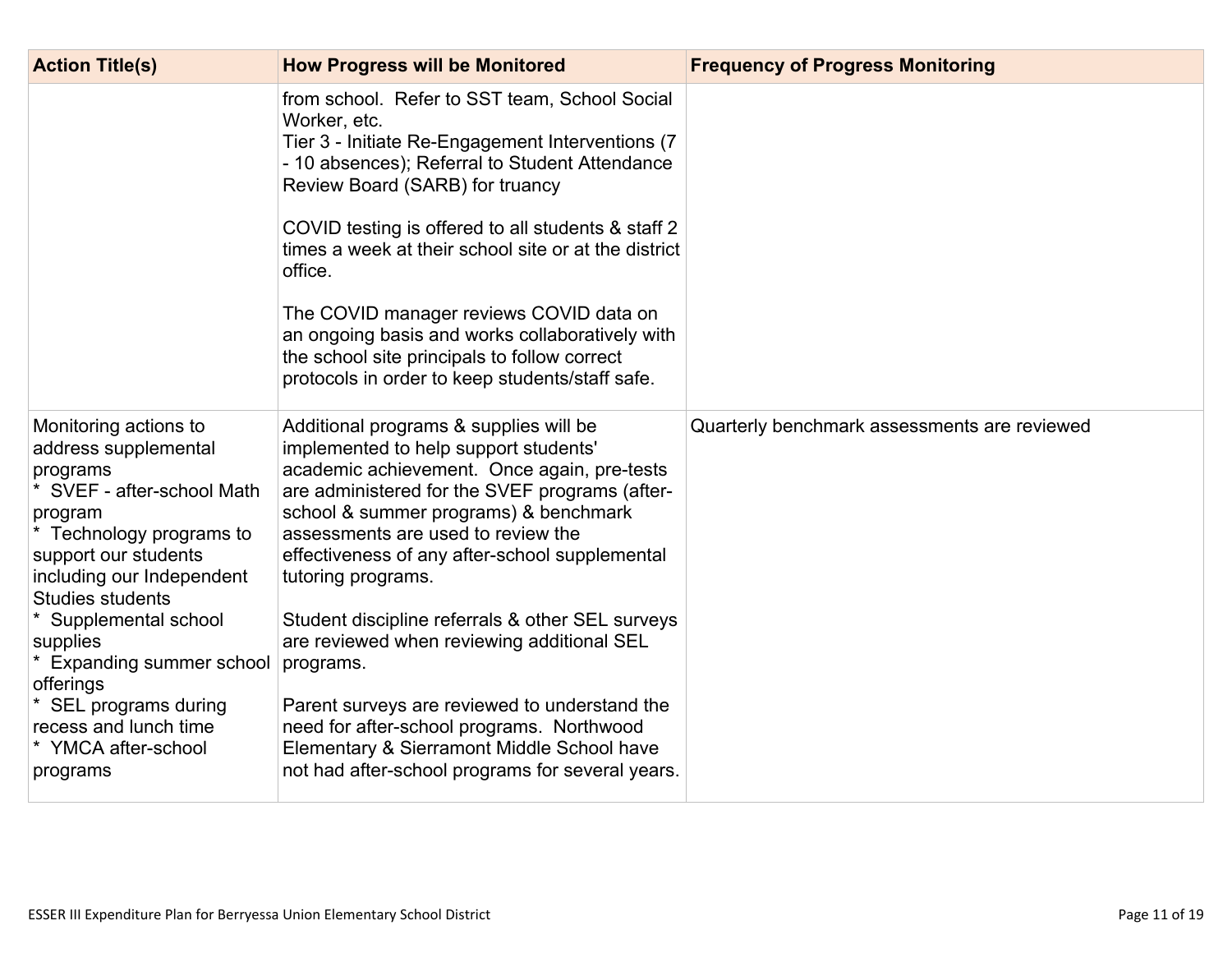| Action Title(s) | How Progress will be Monitored | Frequency of Progress Monitoring |
| --- | --- | --- |
| | from school. Refer to SST team, School Social Worker, etc.<br>Tier 3 - Initiate Re-Engagement Interventions (7 - 10 absences); Referral to Student Attendance Review Board (SARB) for truancy<br><br>COVID testing is offered to all students & staff 2 times a week at their school site or at the district office.<br><br>The COVID manager reviews COVID data on an ongoing basis and works collaboratively with the school site principals to follow correct protocols in order to keep students/staff safe. | |
| Monitoring actions to address supplemental programs<br>* SVEF - after-school Math program<br>* Technology programs to support our students including our Independent Studies students<br>* Supplemental school supplies<br>* Expanding summer school offerings<br>* SEL programs during recess and lunch time<br>* YMCA after-school programs | Additional programs & supplies will be implemented to help support students' academic achievement. Once again, pre-tests are administered for the SVEF programs (after-school & summer programs) & benchmark assessments are used to review the effectiveness of any after-school supplemental tutoring programs.<br><br>Student discipline referrals & other SEL surveys are reviewed when reviewing additional SEL programs.<br><br>Parent surveys are reviewed to understand the need for after-school programs. Northwood Elementary & Sierramont Middle School have not had after-school programs for several years. | Quarterly benchmark assessments are reviewed |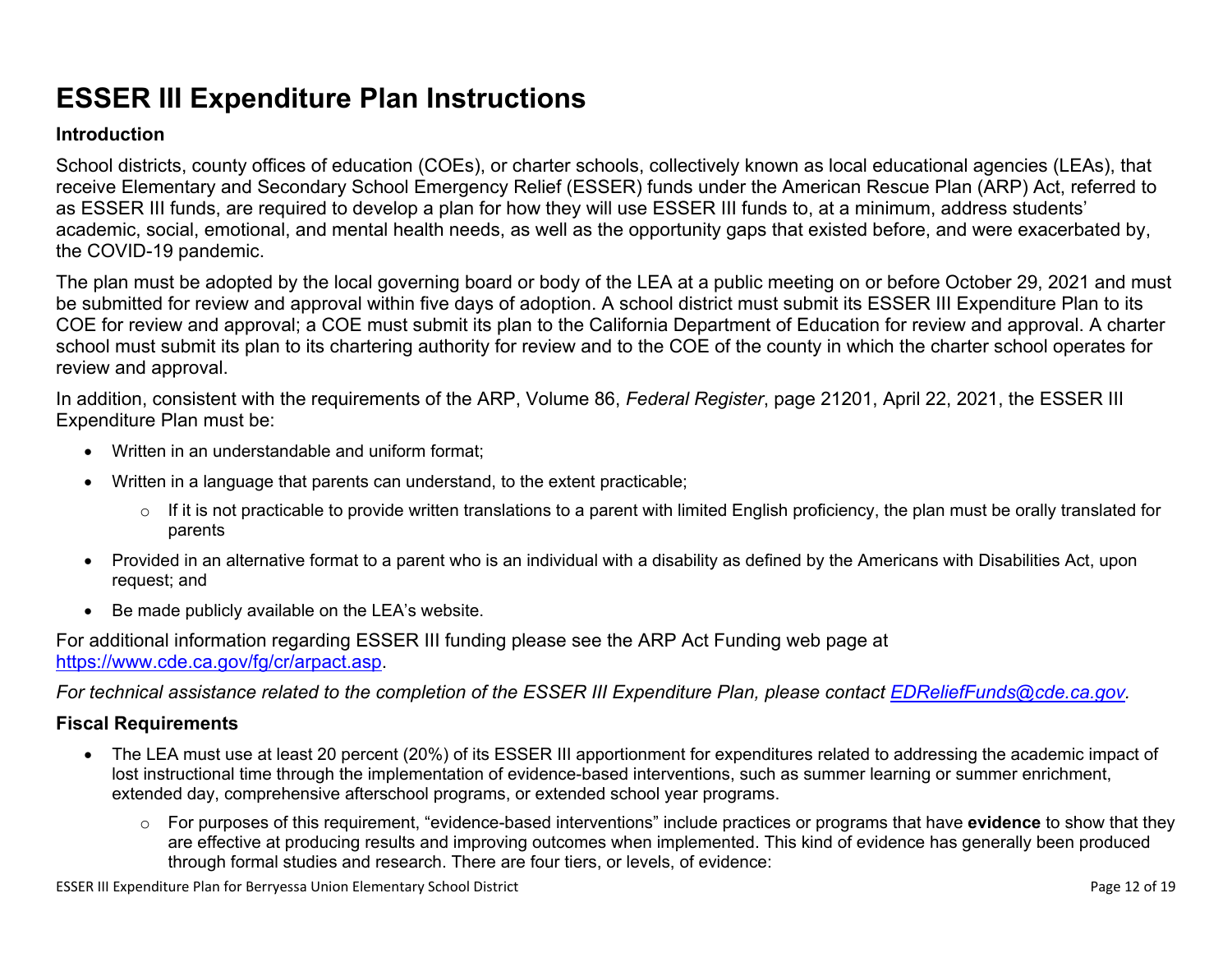# ESSER III Expenditure Plan Instructions

### Introduction

School districts, county offices of education (COEs), or charter schools, collectively known as local educational agencies (LEAs), that receive Elementary and Secondary School Emergency Relief (ESSER) funds under the American Rescue Plan (ARP) Act, referred to as ESSER III funds, are required to develop a plan for how they will use ESSER III funds to, at a minimum, address students' academic, social, emotional, and mental health needs, as well as the opportunity gaps that existed before, and were exacerbated by, the COVID-19 pandemic.

The plan must be adopted by the local governing board or body of the LEA at a public meeting on or before October 29, 2021 and must be submitted for review and approval within five days of adoption. A school district must submit its ESSER III Expenditure Plan to its COE for review and approval; a COE must submit its plan to the California Department of Education for review and approval. A charter school must submit its plan to its chartering authority for review and to the COE of the county in which the charter school operates for review and approval.

In addition, consistent with the requirements of the ARP, Volume 86, *Federal Register*, page 21201, April 22, 2021, the ESSER III Expenditure Plan must be:

- Written in an understandable and uniform format;
- Written in a language that parents can understand, to the extent practicable;
  - If it is not practicable to provide written translations to a parent with limited English proficiency, the plan must be orally translated for parents
- Provided in an alternative format to a parent who is an individual with a disability as defined by the Americans with Disabilities Act, upon request; and
- Be made publicly available on the LEA's website.

For additional information regarding ESSER III funding please see the ARP Act Funding web page at [https://www.cde.ca.gov/fg/cr/arpact.asp](https://www.cde.ca.gov/fg/cr/arpact.asp).

*For technical assistance related to the completion of the ESSER III Expenditure Plan, please contact [EDReliefFunds@cde.ca.gov](mailto:EDReliefFunds@cde.ca.gov).*

### Fiscal Requirements

- The LEA must use at least 20 percent (20%) of its ESSER III apportionment for expenditures related to addressing the academic impact of lost instructional time through the implementation of evidence-based interventions, such as summer learning or summer enrichment, extended day, comprehensive afterschool programs, or extended school year programs.
  - For purposes of this requirement, "evidence-based interventions" include practices or programs that have **evidence** to show that they are effective at producing results and improving outcomes when implemented. This kind of evidence has generally been produced through formal studies and research. There are four tiers, or levels, of evidence: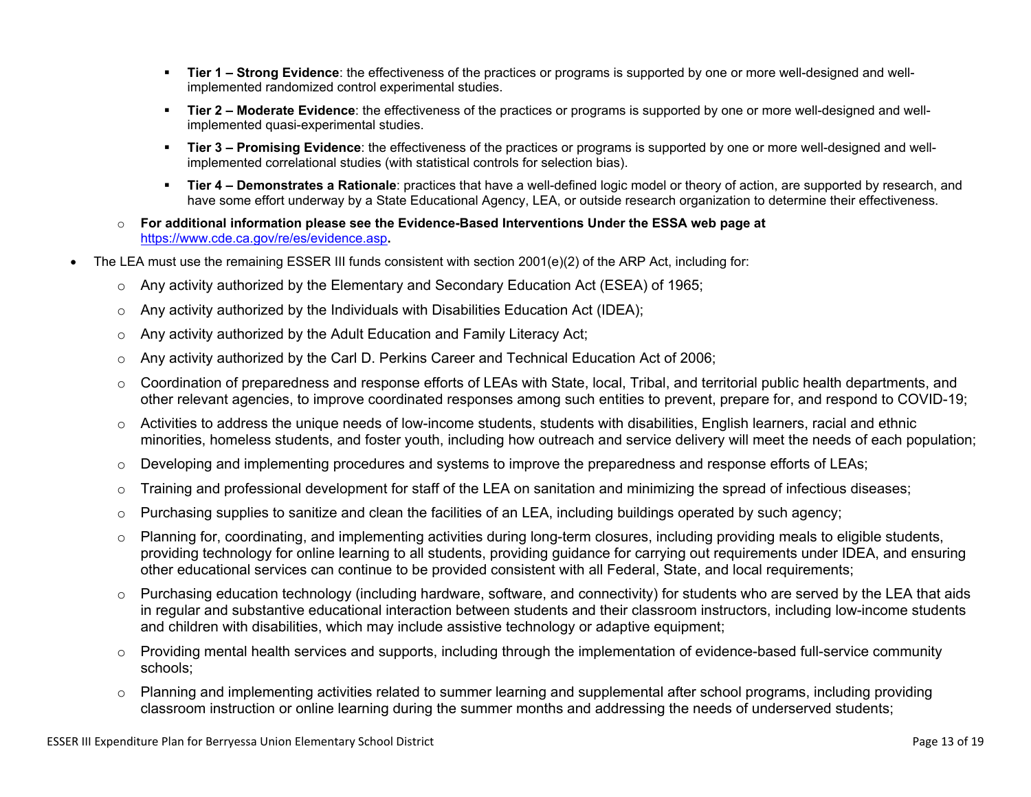- **Tier 1 – Strong Evidence**: the effectiveness of the practices or programs is supported by one or more well-designed and well-implemented randomized control experimental studies.
    - **Tier 2 – Moderate Evidence**: the effectiveness of the practices or programs is supported by one or more well-designed and well-implemented quasi-experimental studies.
    - **Tier 3 – Promising Evidence**: the effectiveness of the practices or programs is supported by one or more well-designed and well-implemented correlational studies (with statistical controls for selection bias).
    - **Tier 4 – Demonstrates a Rationale**: practices that have a well-defined logic model or theory of action, are supported by research, and have some effort underway by a State Educational Agency, LEA, or outside research organization to determine their effectiveness.
  - **For additional information please see the Evidence-Based Interventions Under the ESSA web page at** https://www.cde.ca.gov/re/es/evidence.asp**.**
- The LEA must use the remaining ESSER III funds consistent with section 2001(e)(2) of the ARP Act, including for:
  - Any activity authorized by the Elementary and Secondary Education Act (ESEA) of 1965;
  - Any activity authorized by the Individuals with Disabilities Education Act (IDEA);
  - Any activity authorized by the Adult Education and Family Literacy Act;
  - Any activity authorized by the Carl D. Perkins Career and Technical Education Act of 2006;
  - Coordination of preparedness and response efforts of LEAs with State, local, Tribal, and territorial public health departments, and other relevant agencies, to improve coordinated responses among such entities to prevent, prepare for, and respond to COVID-19;
  - Activities to address the unique needs of low-income students, students with disabilities, English learners, racial and ethnic minorities, homeless students, and foster youth, including how outreach and service delivery will meet the needs of each population;
  - Developing and implementing procedures and systems to improve the preparedness and response efforts of LEAs;
  - Training and professional development for staff of the LEA on sanitation and minimizing the spread of infectious diseases;
  - Purchasing supplies to sanitize and clean the facilities of an LEA, including buildings operated by such agency;
  - Planning for, coordinating, and implementing activities during long-term closures, including providing meals to eligible students, providing technology for online learning to all students, providing guidance for carrying out requirements under IDEA, and ensuring other educational services can continue to be provided consistent with all Federal, State, and local requirements;
  - Purchasing education technology (including hardware, software, and connectivity) for students who are served by the LEA that aids in regular and substantive educational interaction between students and their classroom instructors, including low-income students and children with disabilities, which may include assistive technology or adaptive equipment;
  - Providing mental health services and supports, including through the implementation of evidence-based full-service community schools;
  - Planning and implementing activities related to summer learning and supplemental after school programs, including providing classroom instruction or online learning during the summer months and addressing the needs of underserved students;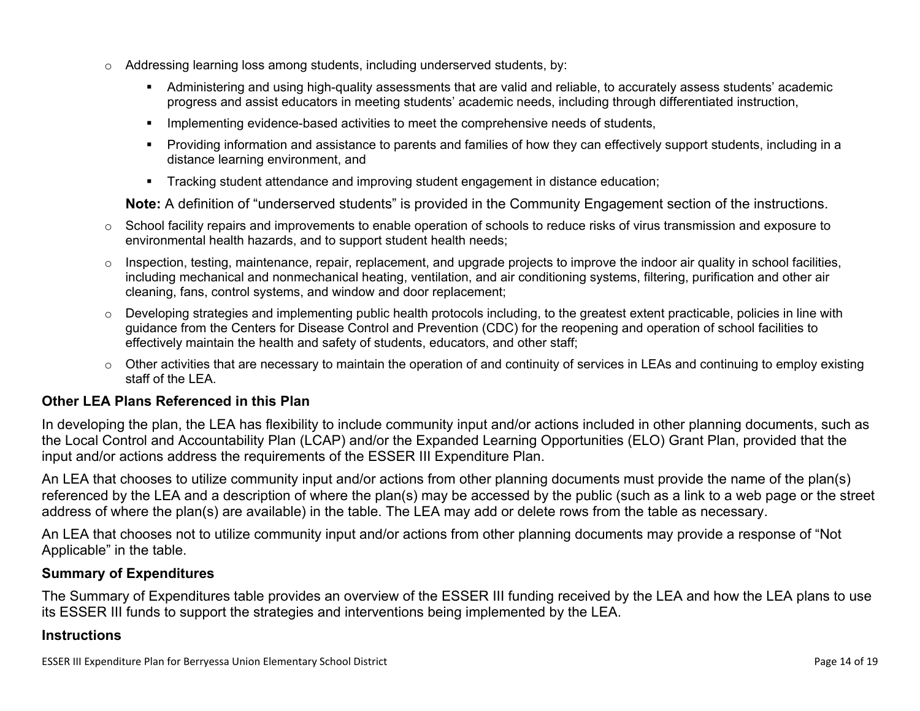- Addressing learning loss among students, including underserved students, by:
  - Administering and using high-quality assessments that are valid and reliable, to accurately assess students' academic progress and assist educators in meeting students' academic needs, including through differentiated instruction,
  - Implementing evidence-based activities to meet the comprehensive needs of students,
  - Providing information and assistance to parents and families of how they can effectively support students, including in a distance learning environment, and
  - Tracking student attendance and improving student engagement in distance education;

  **Note:** A definition of "underserved students" is provided in the Community Engagement section of the instructions.
- School facility repairs and improvements to enable operation of schools to reduce risks of virus transmission and exposure to environmental health hazards, and to support student health needs;
- Inspection, testing, maintenance, repair, replacement, and upgrade projects to improve the indoor air quality in school facilities, including mechanical and nonmechanical heating, ventilation, and air conditioning systems, filtering, purification and other air cleaning, fans, control systems, and window and door replacement;
- Developing strategies and implementing public health protocols including, to the greatest extent practicable, policies in line with guidance from the Centers for Disease Control and Prevention (CDC) for the reopening and operation of school facilities to effectively maintain the health and safety of students, educators, and other staff;
- Other activities that are necessary to maintain the operation of and continuity of services in LEAs and continuing to employ existing staff of the LEA.

### Other LEA Plans Referenced in this Plan

In developing the plan, the LEA has flexibility to include community input and/or actions included in other planning documents, such as the Local Control and Accountability Plan (LCAP) and/or the Expanded Learning Opportunities (ELO) Grant Plan, provided that the input and/or actions address the requirements of the ESSER III Expenditure Plan.

An LEA that chooses to utilize community input and/or actions from other planning documents must provide the name of the plan(s) referenced by the LEA and a description of where the plan(s) may be accessed by the public (such as a link to a web page or the street address of where the plan(s) are available) in the table. The LEA may add or delete rows from the table as necessary.

An LEA that chooses not to utilize community input and/or actions from other planning documents may provide a response of "Not Applicable" in the table.

### Summary of Expenditures

The Summary of Expenditures table provides an overview of the ESSER III funding received by the LEA and how the LEA plans to use its ESSER III funds to support the strategies and interventions being implemented by the LEA.

### Instructions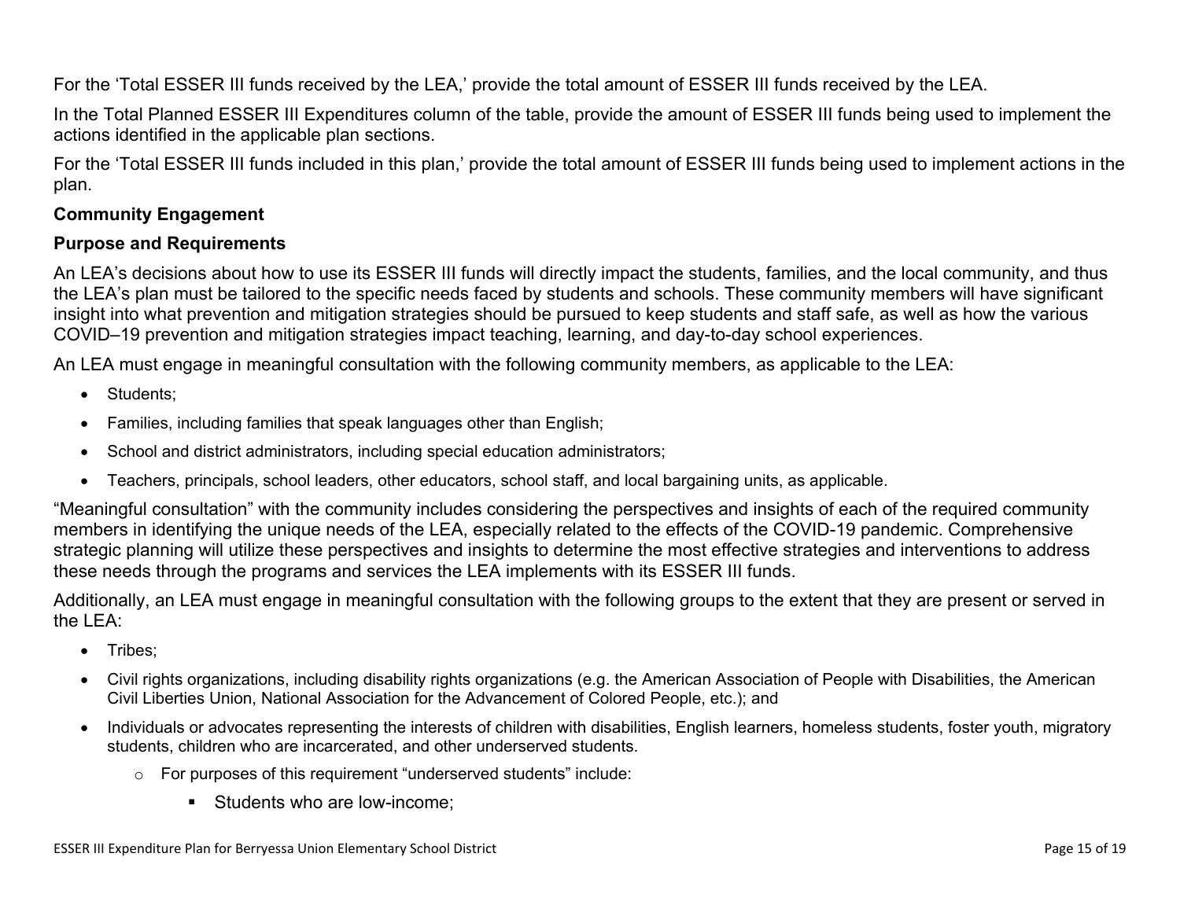For the 'Total ESSER III funds received by the LEA,' provide the total amount of ESSER III funds received by the LEA.

In the Total Planned ESSER III Expenditures column of the table, provide the amount of ESSER III funds being used to implement the actions identified in the applicable plan sections.

For the 'Total ESSER III funds included in this plan,' provide the total amount of ESSER III funds being used to implement actions in the plan.

**Community Engagement**

**Purpose and Requirements**

An LEA's decisions about how to use its ESSER III funds will directly impact the students, families, and the local community, and thus the LEA's plan must be tailored to the specific needs faced by students and schools. These community members will have significant insight into what prevention and mitigation strategies should be pursued to keep students and staff safe, as well as how the various COVID–19 prevention and mitigation strategies impact teaching, learning, and day-to-day school experiences.

An LEA must engage in meaningful consultation with the following community members, as applicable to the LEA:

- Students;
- Families, including families that speak languages other than English;
- School and district administrators, including special education administrators;
- Teachers, principals, school leaders, other educators, school staff, and local bargaining units, as applicable.

"Meaningful consultation" with the community includes considering the perspectives and insights of each of the required community members in identifying the unique needs of the LEA, especially related to the effects of the COVID-19 pandemic. Comprehensive strategic planning will utilize these perspectives and insights to determine the most effective strategies and interventions to address these needs through the programs and services the LEA implements with its ESSER III funds.

Additionally, an LEA must engage in meaningful consultation with the following groups to the extent that they are present or served in the LEA:

- Tribes;
- Civil rights organizations, including disability rights organizations (e.g. the American Association of People with Disabilities, the American Civil Liberties Union, National Association for the Advancement of Colored People, etc.); and
- Individuals or advocates representing the interests of children with disabilities, English learners, homeless students, foster youth, migratory students, children who are incarcerated, and other underserved students.
  - For purposes of this requirement "underserved students" include:
    - Students who are low-income;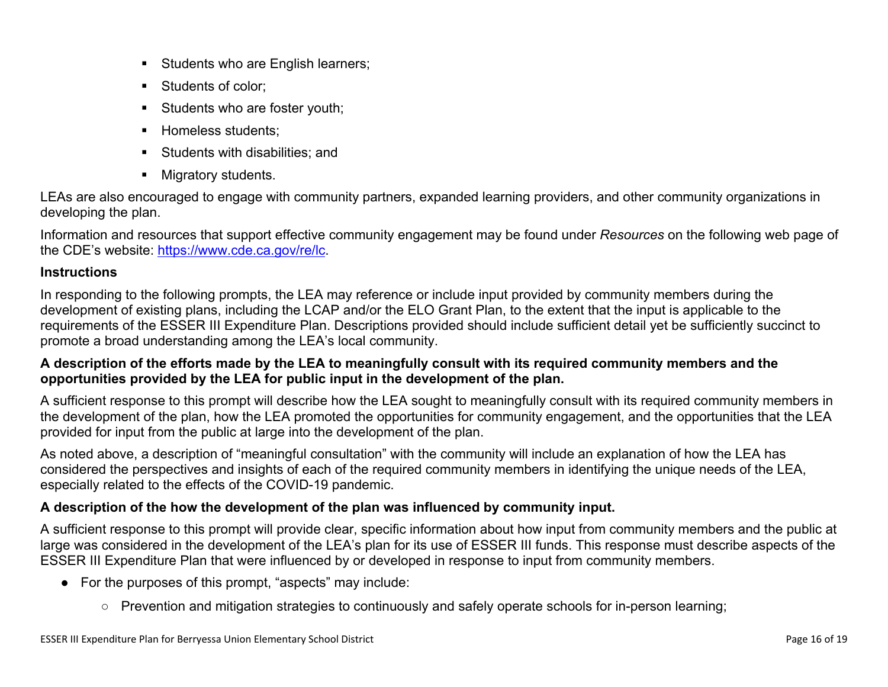- Students who are English learners;
- Students of color;
- Students who are foster youth;
- Homeless students;
- Students with disabilities; and
- Migratory students.

LEAs are also encouraged to engage with community partners, expanded learning providers, and other community organizations in developing the plan.

Information and resources that support effective community engagement may be found under *Resources* on the following web page of the CDE's website: [https://www.cde.ca.gov/re/lc](https://www.cde.ca.gov/re/lc).

### Instructions

In responding to the following prompts, the LEA may reference or include input provided by community members during the development of existing plans, including the LCAP and/or the ELO Grant Plan, to the extent that the input is applicable to the requirements of the ESSER III Expenditure Plan. Descriptions provided should include sufficient detail yet be sufficiently succinct to promote a broad understanding among the LEA's local community.

**A description of the efforts made by the LEA to meaningfully consult with its required community members and the opportunities provided by the LEA for public input in the development of the plan.**

A sufficient response to this prompt will describe how the LEA sought to meaningfully consult with its required community members in the development of the plan, how the LEA promoted the opportunities for community engagement, and the opportunities that the LEA provided for input from the public at large into the development of the plan.

As noted above, a description of "meaningful consultation" with the community will include an explanation of how the LEA has considered the perspectives and insights of each of the required community members in identifying the unique needs of the LEA, especially related to the effects of the COVID-19 pandemic.

**A description of the how the development of the plan was influenced by community input.**

A sufficient response to this prompt will provide clear, specific information about how input from community members and the public at large was considered in the development of the LEA's plan for its use of ESSER III funds. This response must describe aspects of the ESSER III Expenditure Plan that were influenced by or developed in response to input from community members.

- For the purposes of this prompt, "aspects" may include:
  - Prevention and mitigation strategies to continuously and safely operate schools for in-person learning;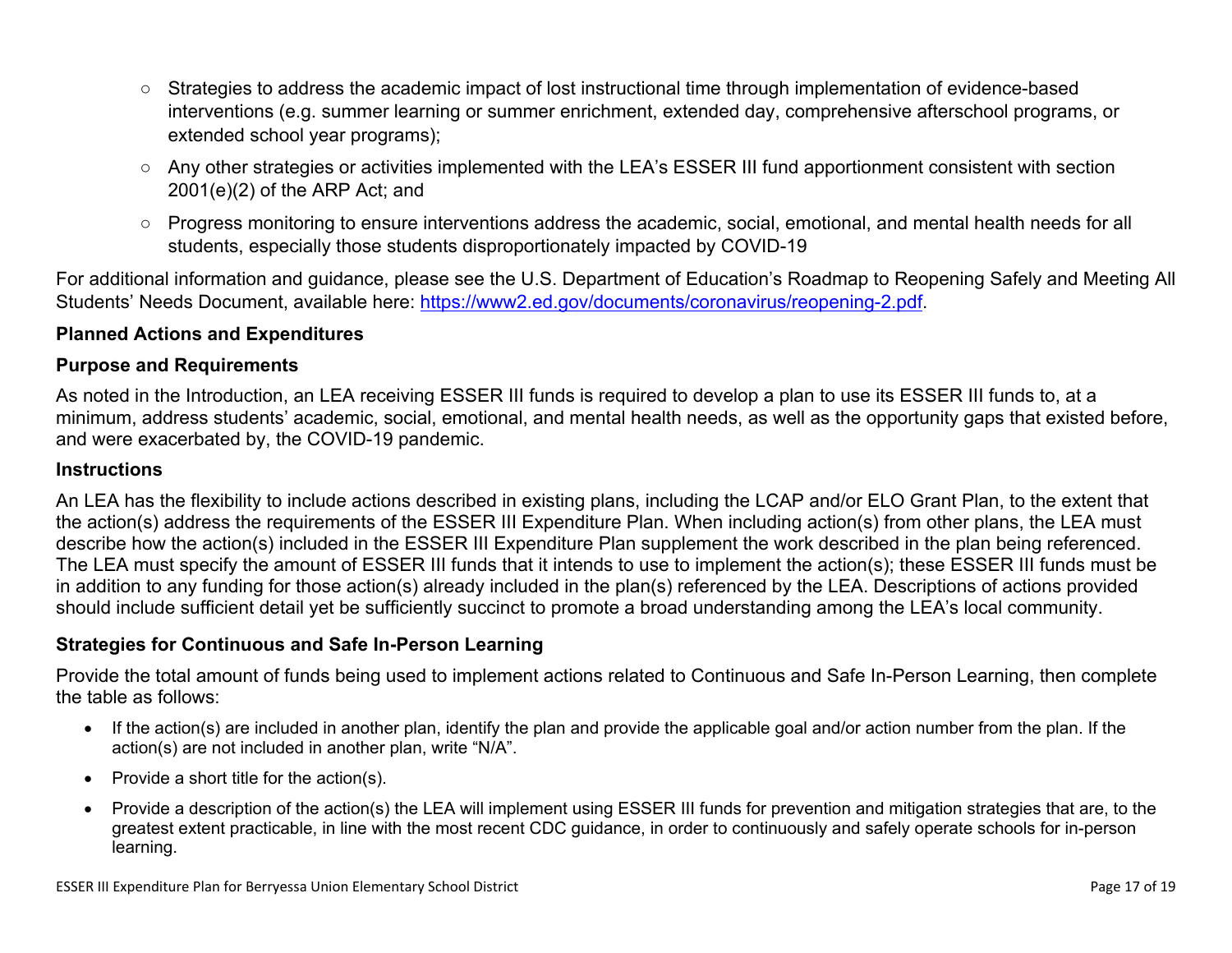- Strategies to address the academic impact of lost instructional time through implementation of evidence-based interventions (e.g. summer learning or summer enrichment, extended day, comprehensive afterschool programs, or extended school year programs);
- Any other strategies or activities implemented with the LEA's ESSER III fund apportionment consistent with section 2001(e)(2) of the ARP Act; and
- Progress monitoring to ensure interventions address the academic, social, emotional, and mental health needs for all students, especially those students disproportionately impacted by COVID-19

For additional information and guidance, please see the U.S. Department of Education's Roadmap to Reopening Safely and Meeting All Students' Needs Document, available here: https://www2.ed.gov/documents/coronavirus/reopening-2.pdf.

**Planned Actions and Expenditures**

**Purpose and Requirements**

As noted in the Introduction, an LEA receiving ESSER III funds is required to develop a plan to use its ESSER III funds to, at a minimum, address students' academic, social, emotional, and mental health needs, as well as the opportunity gaps that existed before, and were exacerbated by, the COVID-19 pandemic.

**Instructions**

An LEA has the flexibility to include actions described in existing plans, including the LCAP and/or ELO Grant Plan, to the extent that the action(s) address the requirements of the ESSER III Expenditure Plan. When including action(s) from other plans, the LEA must describe how the action(s) included in the ESSER III Expenditure Plan supplement the work described in the plan being referenced. The LEA must specify the amount of ESSER III funds that it intends to use to implement the action(s); these ESSER III funds must be in addition to any funding for those action(s) already included in the plan(s) referenced by the LEA. Descriptions of actions provided should include sufficient detail yet be sufficiently succinct to promote a broad understanding among the LEA's local community.

**Strategies for Continuous and Safe In-Person Learning**

Provide the total amount of funds being used to implement actions related to Continuous and Safe In-Person Learning, then complete the table as follows:

- If the action(s) are included in another plan, identify the plan and provide the applicable goal and/or action number from the plan. If the action(s) are not included in another plan, write "N/A".
- Provide a short title for the action(s).
- Provide a description of the action(s) the LEA will implement using ESSER III funds for prevention and mitigation strategies that are, to the greatest extent practicable, in line with the most recent CDC guidance, in order to continuously and safely operate schools for in-person learning.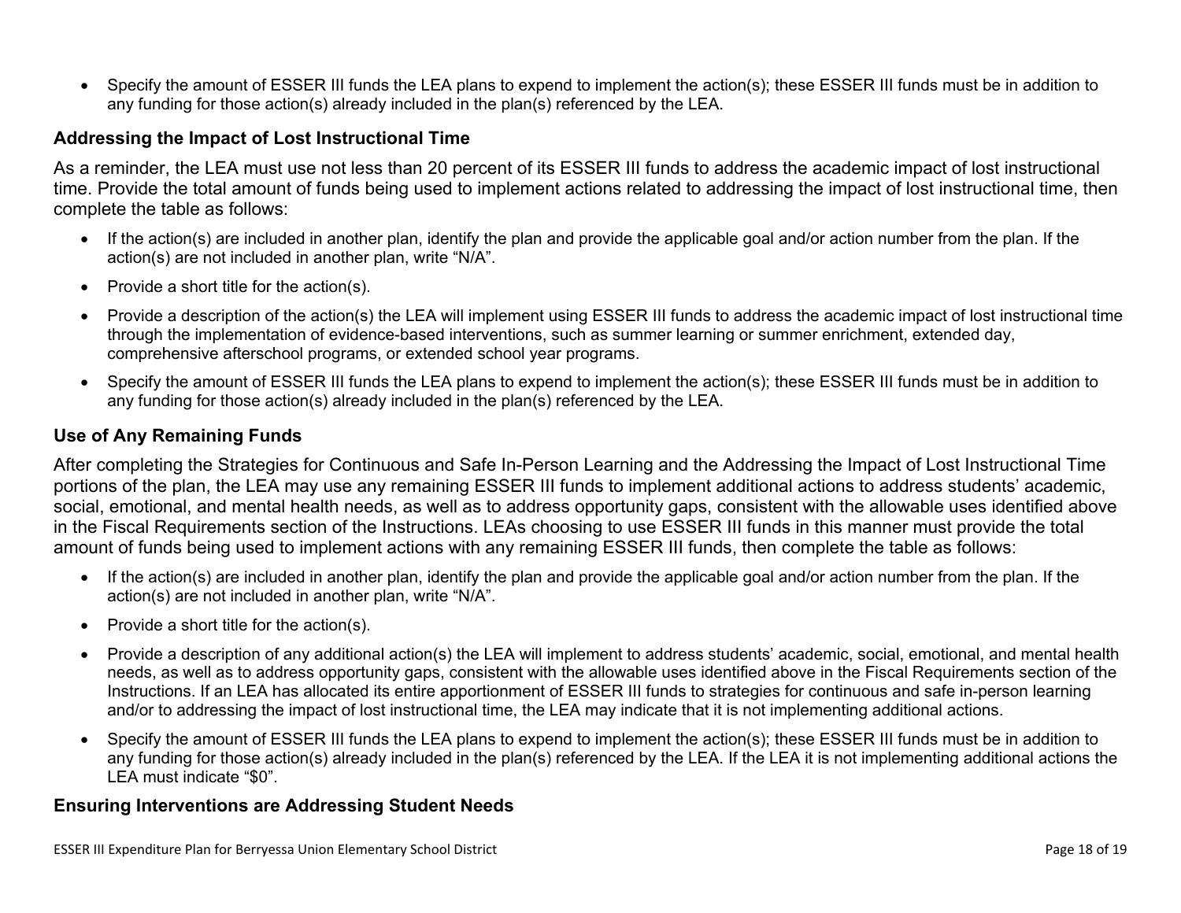- Specify the amount of ESSER III funds the LEA plans to expend to implement the action(s); these ESSER III funds must be in addition to any funding for those action(s) already included in the plan(s) referenced by the LEA.

### Addressing the Impact of Lost Instructional Time

As a reminder, the LEA must use not less than 20 percent of its ESSER III funds to address the academic impact of lost instructional time. Provide the total amount of funds being used to implement actions related to addressing the impact of lost instructional time, then complete the table as follows:

- If the action(s) are included in another plan, identify the plan and provide the applicable goal and/or action number from the plan. If the action(s) are not included in another plan, write "N/A".
- Provide a short title for the action(s).
- Provide a description of the action(s) the LEA will implement using ESSER III funds to address the academic impact of lost instructional time through the implementation of evidence-based interventions, such as summer learning or summer enrichment, extended day, comprehensive afterschool programs, or extended school year programs.
- Specify the amount of ESSER III funds the LEA plans to expend to implement the action(s); these ESSER III funds must be in addition to any funding for those action(s) already included in the plan(s) referenced by the LEA.

### Use of Any Remaining Funds

After completing the Strategies for Continuous and Safe In-Person Learning and the Addressing the Impact of Lost Instructional Time portions of the plan, the LEA may use any remaining ESSER III funds to implement additional actions to address students' academic, social, emotional, and mental health needs, as well as to address opportunity gaps, consistent with the allowable uses identified above in the Fiscal Requirements section of the Instructions. LEAs choosing to use ESSER III funds in this manner must provide the total amount of funds being used to implement actions with any remaining ESSER III funds, then complete the table as follows:

- If the action(s) are included in another plan, identify the plan and provide the applicable goal and/or action number from the plan. If the action(s) are not included in another plan, write "N/A".
- Provide a short title for the action(s).
- Provide a description of any additional action(s) the LEA will implement to address students' academic, social, emotional, and mental health needs, as well as to address opportunity gaps, consistent with the allowable uses identified above in the Fiscal Requirements section of the Instructions. If an LEA has allocated its entire apportionment of ESSER III funds to strategies for continuous and safe in-person learning and/or to addressing the impact of lost instructional time, the LEA may indicate that it is not implementing additional actions.
- Specify the amount of ESSER III funds the LEA plans to expend to implement the action(s); these ESSER III funds must be in addition to any funding for those action(s) already included in the plan(s) referenced by the LEA. If the LEA it is not implementing additional actions the LEA must indicate "$0".

### Ensuring Interventions are Addressing Student Needs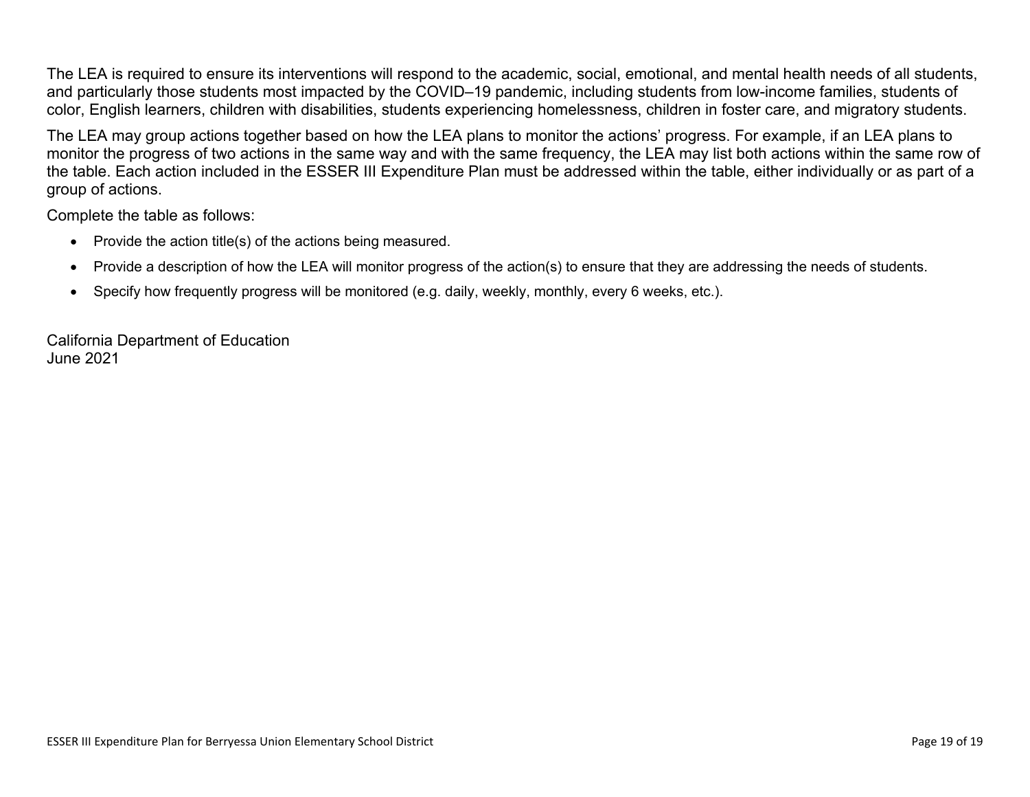The LEA is required to ensure its interventions will respond to the academic, social, emotional, and mental health needs of all students, and particularly those students most impacted by the COVID–19 pandemic, including students from low-income families, students of color, English learners, children with disabilities, students experiencing homelessness, children in foster care, and migratory students.

The LEA may group actions together based on how the LEA plans to monitor the actions' progress. For example, if an LEA plans to monitor the progress of two actions in the same way and with the same frequency, the LEA may list both actions within the same row of the table. Each action included in the ESSER III Expenditure Plan must be addressed within the table, either individually or as part of a group of actions.

Complete the table as follows:

- Provide the action title(s) of the actions being measured.
- Provide a description of how the LEA will monitor progress of the action(s) to ensure that they are addressing the needs of students.
- Specify how frequently progress will be monitored (e.g. daily, weekly, monthly, every 6 weeks, etc.).

California Department of Education
June 2021